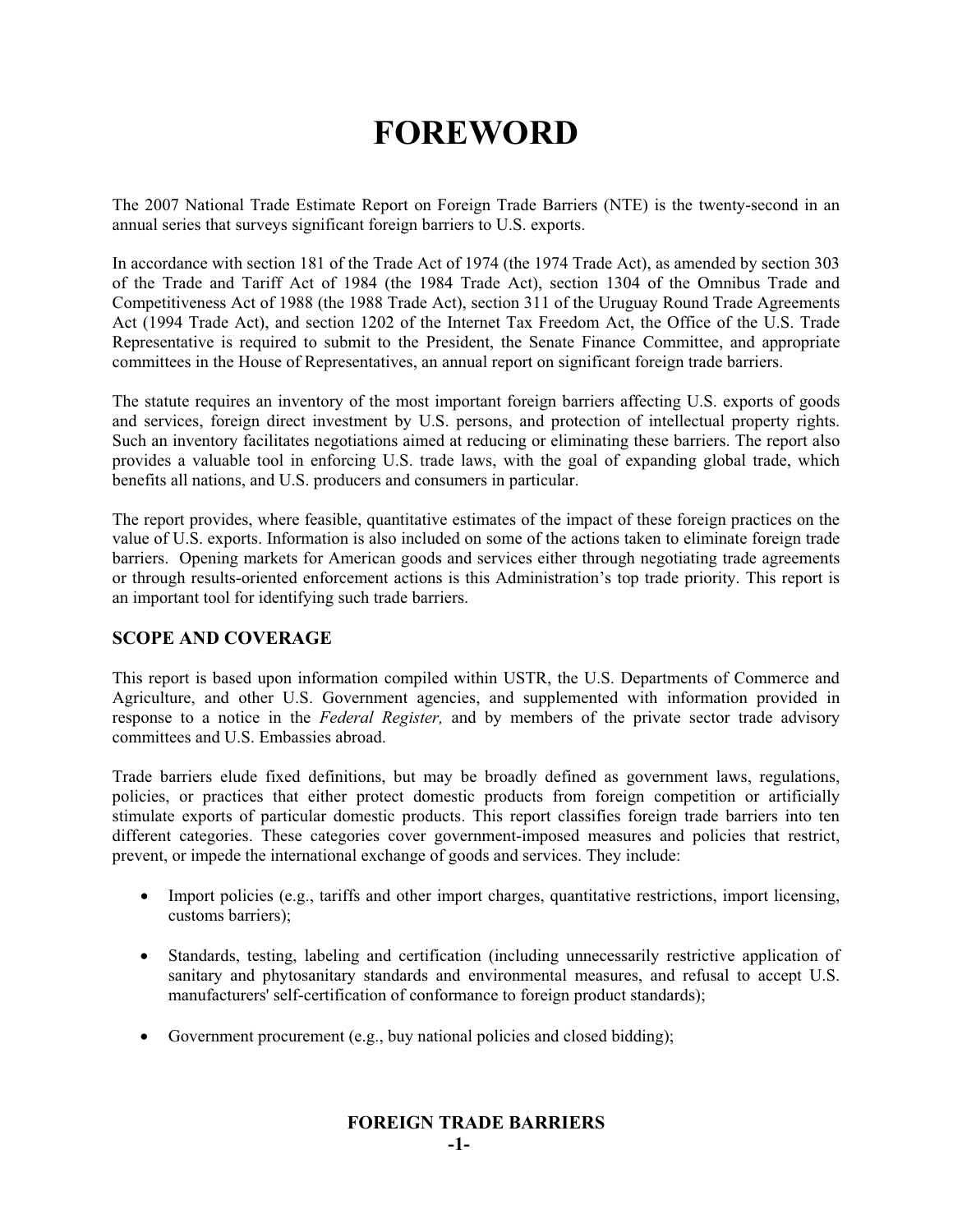# FOREWORD

The 2007 National Trade Estimate Report on Foreign Trade Barriers (NTE) is the twenty-second in an annual series that surveys significant foreign barriers to U.S. exports.

In accordance with section 181 of the Trade Act of 1974 (the 1974 Trade Act), as amended by section 303 of the Trade and Tariff Act of 1984 (the 1984 Trade Act), section 1304 of the Omnibus Trade and Competitiveness Act of 1988 (the 1988 Trade Act), section 311 of the Uruguay Round Trade Agreements Act (1994 Trade Act), and section 1202 of the Internet Tax Freedom Act, the Office of the U.S. Trade Representative is required to submit to the President, the Senate Finance Committee, and appropriate committees in the House of Representatives, an annual report on significant foreign trade barriers.

The statute requires an inventory of the most important foreign barriers affecting U.S. exports of goods and services, foreign direct investment by U.S. persons, and protection of intellectual property rights. Such an inventory facilitates negotiations aimed at reducing or eliminating these barriers. The report also provides a valuable tool in enforcing U.S. trade laws, with the goal of expanding global trade, which benefits all nations, and U.S. producers and consumers in particular.

The report provides, where feasible, quantitative estimates of the impact of these foreign practices on the value of U.S. exports. Information is also included on some of the actions taken to eliminate foreign trade barriers. Opening markets for American goods and services either through negotiating trade agreements or through results-oriented enforcement actions is this Administration's top trade priority. This report is an important tool for identifying such trade barriers.

## SCOPE AND COVERAGE

This report is based upon information compiled within USTR, the U.S. Departments of Commerce and Agriculture, and other U.S. Government agencies, and supplemented with information provided in response to a notice in the *Federal Register,* and by members of the private sector trade advisory committees and U.S. Embassies abroad.

Trade barriers elude fixed definitions, but may be broadly defined as government laws, regulations, policies, or practices that either protect domestic products from foreign competition or artificially stimulate exports of particular domestic products. This report classifies foreign trade barriers into ten different categories. These categories cover government-imposed measures and policies that restrict, prevent, or impede the international exchange of goods and services. They include:

- Import policies (e.g., tariffs and other import charges, quantitative restrictions, import licensing, customs barriers);
- Standards, testing, labeling and certification (including unnecessarily restrictive application of sanitary and phytosanitary standards and environmental measures, and refusal to accept U.S. manufacturers' self-certification of conformance to foreign product standards);
- Government procurement (e.g., buy national policies and closed bidding);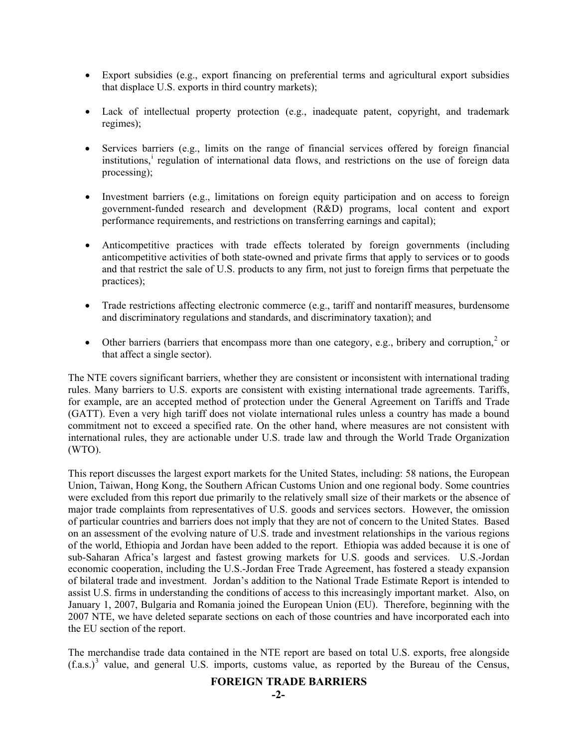- Export subsidies (e.g., export financing on preferential terms and agricultural export subsidies that displace U.S. exports in third country markets);

- Lack of intellectual property protection (e.g., inadequate patent, copyright, and trademark regimes);

- Services barriers (e.g., limits on the range of financial services offered by foreign financial institutions,[i] regulation of international data flows, and restrictions on the use of foreign data processing);

- Investment barriers (e.g., limitations on foreign equity participation and on access to foreign government-funded research and development (R&D) programs, local content and export performance requirements, and restrictions on transferring earnings and capital);

- Anticompetitive practices with trade effects tolerated by foreign governments (including anticompetitive activities of both state-owned and private firms that apply to services or to goods and that restrict the sale of U.S. products to any firm, not just to foreign firms that perpetuate the practices);

- Trade restrictions affecting electronic commerce (e.g., tariff and nontariff measures, burdensome and discriminatory regulations and standards, and discriminatory taxation); and

- Other barriers (barriers that encompass more than one category, e.g., bribery and corruption,[2] or that affect a single sector).

The NTE covers significant barriers, whether they are consistent or inconsistent with international trading rules. Many barriers to U.S. exports are consistent with existing international trade agreements. Tariffs, for example, are an accepted method of protection under the General Agreement on Tariffs and Trade (GATT). Even a very high tariff does not violate international rules unless a country has made a bound commitment not to exceed a specified rate. On the other hand, where measures are not consistent with international rules, they are actionable under U.S. trade law and through the World Trade Organization (WTO).

This report discusses the largest export markets for the United States, including: 58 nations, the European Union, Taiwan, Hong Kong, the Southern African Customs Union and one regional body. Some countries were excluded from this report due primarily to the relatively small size of their markets or the absence of major trade complaints from representatives of U.S. goods and services sectors. However, the omission of particular countries and barriers does not imply that they are not of concern to the United States. Based on an assessment of the evolving nature of U.S. trade and investment relationships in the various regions of the world, Ethiopia and Jordan have been added to the report. Ethiopia was added because it is one of sub-Saharan Africa's largest and fastest growing markets for U.S. goods and services. U.S.-Jordan economic cooperation, including the U.S.-Jordan Free Trade Agreement, has fostered a steady expansion of bilateral trade and investment. Jordan's addition to the National Trade Estimate Report is intended to assist U.S. firms in understanding the conditions of access to this increasingly important market. Also, on January 1, 2007, Bulgaria and Romania joined the European Union (EU). Therefore, beginning with the 2007 NTE, we have deleted separate sections on each of those countries and have incorporated each into the EU section of the report.

The merchandise trade data contained in the NTE report are based on total U.S. exports, free alongside (f.a.s.)[3] value, and general U.S. imports, customs value, as reported by the Bureau of the Census,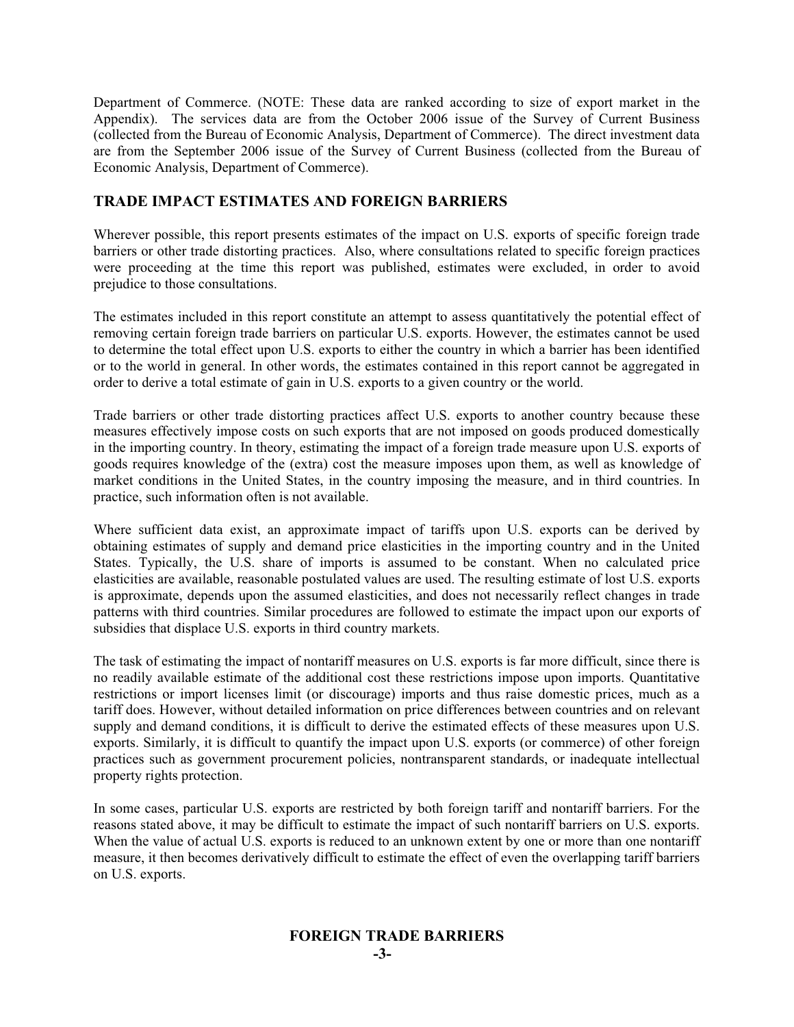Department of Commerce. (NOTE: These data are ranked according to size of export market in the Appendix). The services data are from the October 2006 issue of the Survey of Current Business (collected from the Bureau of Economic Analysis, Department of Commerce). The direct investment data are from the September 2006 issue of the Survey of Current Business (collected from the Bureau of Economic Analysis, Department of Commerce).

## TRADE IMPACT ESTIMATES AND FOREIGN BARRIERS

Wherever possible, this report presents estimates of the impact on U.S. exports of specific foreign trade barriers or other trade distorting practices. Also, where consultations related to specific foreign practices were proceeding at the time this report was published, estimates were excluded, in order to avoid prejudice to those consultations.

The estimates included in this report constitute an attempt to assess quantitatively the potential effect of removing certain foreign trade barriers on particular U.S. exports. However, the estimates cannot be used to determine the total effect upon U.S. exports to either the country in which a barrier has been identified or to the world in general. In other words, the estimates contained in this report cannot be aggregated in order to derive a total estimate of gain in U.S. exports to a given country or the world.

Trade barriers or other trade distorting practices affect U.S. exports to another country because these measures effectively impose costs on such exports that are not imposed on goods produced domestically in the importing country. In theory, estimating the impact of a foreign trade measure upon U.S. exports of goods requires knowledge of the (extra) cost the measure imposes upon them, as well as knowledge of market conditions in the United States, in the country imposing the measure, and in third countries. In practice, such information often is not available.

Where sufficient data exist, an approximate impact of tariffs upon U.S. exports can be derived by obtaining estimates of supply and demand price elasticities in the importing country and in the United States. Typically, the U.S. share of imports is assumed to be constant. When no calculated price elasticities are available, reasonable postulated values are used. The resulting estimate of lost U.S. exports is approximate, depends upon the assumed elasticities, and does not necessarily reflect changes in trade patterns with third countries. Similar procedures are followed to estimate the impact upon our exports of subsidies that displace U.S. exports in third country markets.

The task of estimating the impact of nontariff measures on U.S. exports is far more difficult, since there is no readily available estimate of the additional cost these restrictions impose upon imports. Quantitative restrictions or import licenses limit (or discourage) imports and thus raise domestic prices, much as a tariff does. However, without detailed information on price differences between countries and on relevant supply and demand conditions, it is difficult to derive the estimated effects of these measures upon U.S. exports. Similarly, it is difficult to quantify the impact upon U.S. exports (or commerce) of other foreign practices such as government procurement policies, nontransparent standards, or inadequate intellectual property rights protection.

In some cases, particular U.S. exports are restricted by both foreign tariff and nontariff barriers. For the reasons stated above, it may be difficult to estimate the impact of such nontariff barriers on U.S. exports. When the value of actual U.S. exports is reduced to an unknown extent by one or more than one nontariff measure, it then becomes derivatively difficult to estimate the effect of even the overlapping tariff barriers on U.S. exports.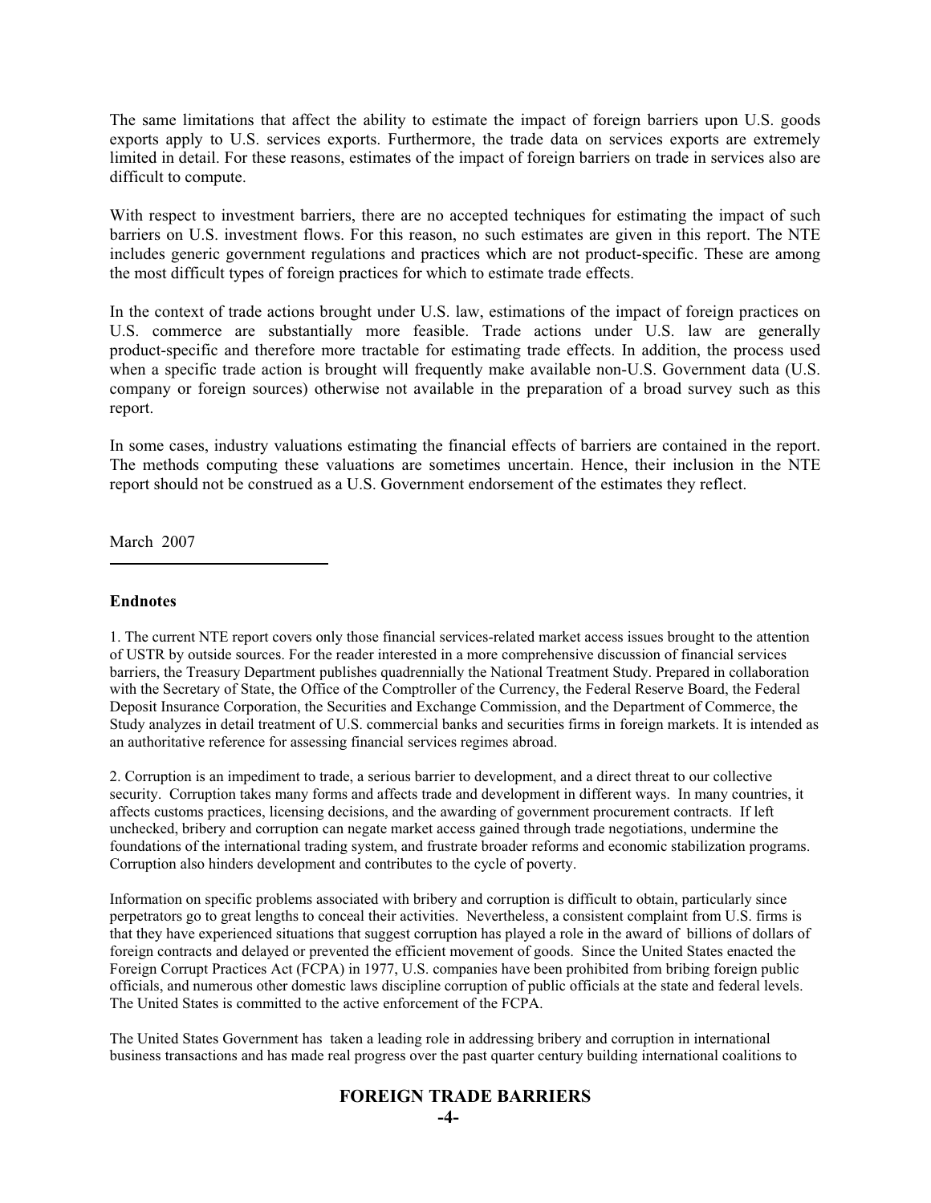The same limitations that affect the ability to estimate the impact of foreign barriers upon U.S. goods exports apply to U.S. services exports. Furthermore, the trade data on services exports are extremely limited in detail. For these reasons, estimates of the impact of foreign barriers on trade in services also are difficult to compute.

With respect to investment barriers, there are no accepted techniques for estimating the impact of such barriers on U.S. investment flows. For this reason, no such estimates are given in this report. The NTE includes generic government regulations and practices which are not product-specific. These are among the most difficult types of foreign practices for which to estimate trade effects.

In the context of trade actions brought under U.S. law, estimations of the impact of foreign practices on U.S. commerce are substantially more feasible. Trade actions under U.S. law are generally product-specific and therefore more tractable for estimating trade effects. In addition, the process used when a specific trade action is brought will frequently make available non-U.S. Government data (U.S. company or foreign sources) otherwise not available in the preparation of a broad survey such as this report.

In some cases, industry valuations estimating the financial effects of barriers are contained in the report. The methods computing these valuations are sometimes uncertain. Hence, their inclusion in the NTE report should not be construed as a U.S. Government endorsement of the estimates they reflect.

March 2007

---

**Endnotes**

1. The current NTE report covers only those financial services-related market access issues brought to the attention of USTR by outside sources. For the reader interested in a more comprehensive discussion of financial services barriers, the Treasury Department publishes quadrennially the National Treatment Study. Prepared in collaboration with the Secretary of State, the Office of the Comptroller of the Currency, the Federal Reserve Board, the Federal Deposit Insurance Corporation, the Securities and Exchange Commission, and the Department of Commerce, the Study analyzes in detail treatment of U.S. commercial banks and securities firms in foreign markets. It is intended as an authoritative reference for assessing financial services regimes abroad.

2. Corruption is an impediment to trade, a serious barrier to development, and a direct threat to our collective security. Corruption takes many forms and affects trade and development in different ways. In many countries, it affects customs practices, licensing decisions, and the awarding of government procurement contracts. If left unchecked, bribery and corruption can negate market access gained through trade negotiations, undermine the foundations of the international trading system, and frustrate broader reforms and economic stabilization programs. Corruption also hinders development and contributes to the cycle of poverty.

Information on specific problems associated with bribery and corruption is difficult to obtain, particularly since perpetrators go to great lengths to conceal their activities. Nevertheless, a consistent complaint from U.S. firms is that they have experienced situations that suggest corruption has played a role in the award of billions of dollars of foreign contracts and delayed or prevented the efficient movement of goods. Since the United States enacted the Foreign Corrupt Practices Act (FCPA) in 1977, U.S. companies have been prohibited from bribing foreign public officials, and numerous other domestic laws discipline corruption of public officials at the state and federal levels. The United States is committed to the active enforcement of the FCPA.

The United States Government has taken a leading role in addressing bribery and corruption in international business transactions and has made real progress over the past quarter century building international coalitions to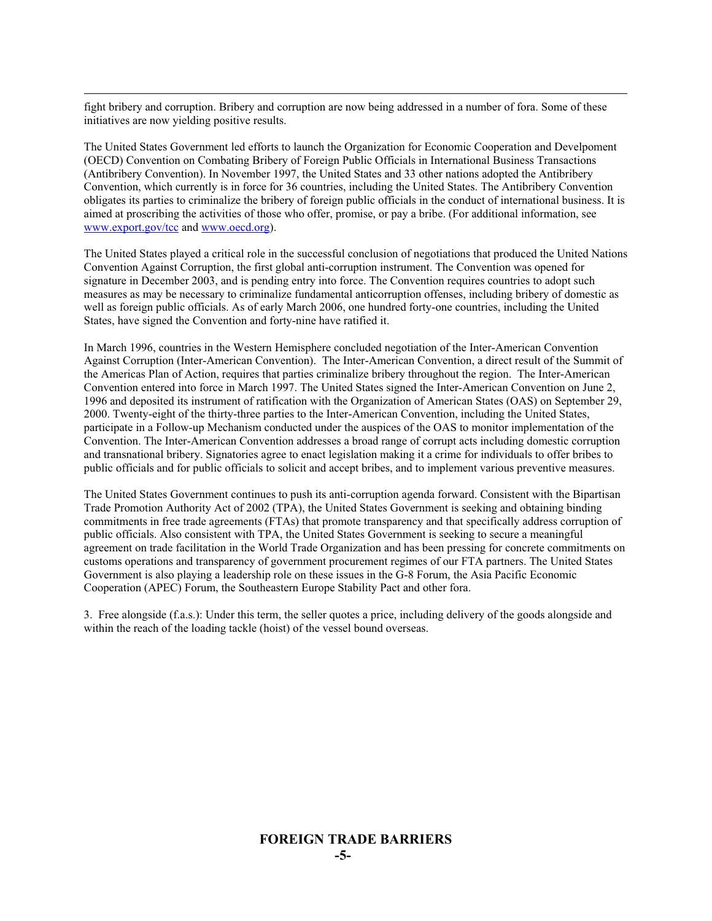fight bribery and corruption. Bribery and corruption are now being addressed in a number of fora. Some of these initiatives are now yielding positive results.

The United States Government led efforts to launch the Organization for Economic Cooperation and Develpoment (OECD) Convention on Combating Bribery of Foreign Public Officials in International Business Transactions (Antibribery Convention). In November 1997, the United States and 33 other nations adopted the Antibribery Convention, which currently is in force for 36 countries, including the United States. The Antibribery Convention obligates its parties to criminalize the bribery of foreign public officials in the conduct of international business. It is aimed at proscribing the activities of those who offer, promise, or pay a bribe. (For additional information, see www.export.gov/tcc and www.oecd.org).

The United States played a critical role in the successful conclusion of negotiations that produced the United Nations Convention Against Corruption, the first global anti-corruption instrument. The Convention was opened for signature in December 2003, and is pending entry into force. The Convention requires countries to adopt such measures as may be necessary to criminalize fundamental anticorruption offenses, including bribery of domestic as well as foreign public officials. As of early March 2006, one hundred forty-one countries, including the United States, have signed the Convention and forty-nine have ratified it.

In March 1996, countries in the Western Hemisphere concluded negotiation of the Inter-American Convention Against Corruption (Inter-American Convention). The Inter-American Convention, a direct result of the Summit of the Americas Plan of Action, requires that parties criminalize bribery throughout the region. The Inter-American Convention entered into force in March 1997. The United States signed the Inter-American Convention on June 2, 1996 and deposited its instrument of ratification with the Organization of American States (OAS) on September 29, 2000. Twenty-eight of the thirty-three parties to the Inter-American Convention, including the United States, participate in a Follow-up Mechanism conducted under the auspices of the OAS to monitor implementation of the Convention. The Inter-American Convention addresses a broad range of corrupt acts including domestic corruption and transnational bribery. Signatories agree to enact legislation making it a crime for individuals to offer bribes to public officials and for public officials to solicit and accept bribes, and to implement various preventive measures.

The United States Government continues to push its anti-corruption agenda forward. Consistent with the Bipartisan Trade Promotion Authority Act of 2002 (TPA), the United States Government is seeking and obtaining binding commitments in free trade agreements (FTAs) that promote transparency and that specifically address corruption of public officials. Also consistent with TPA, the United States Government is seeking to secure a meaningful agreement on trade facilitation in the World Trade Organization and has been pressing for concrete commitments on customs operations and transparency of government procurement regimes of our FTA partners. The United States Government is also playing a leadership role on these issues in the G-8 Forum, the Asia Pacific Economic Cooperation (APEC) Forum, the Southeastern Europe Stability Pact and other fora.

3. Free alongside (f.a.s.): Under this term, the seller quotes a price, including delivery of the goods alongside and within the reach of the loading tackle (hoist) of the vessel bound overseas.